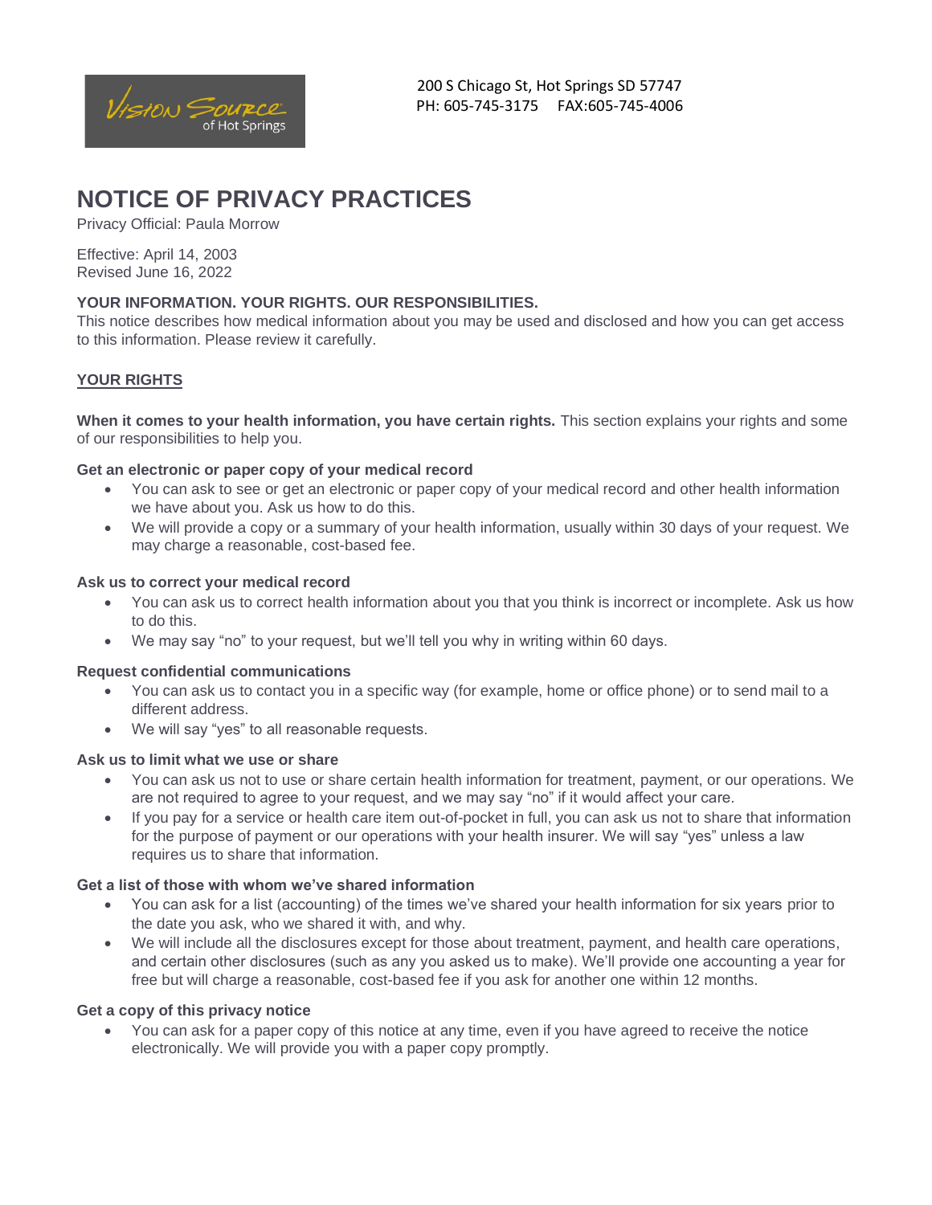Vision Source of Hot Springs

200 S Chicago St, Hot Springs SD 57747
PH: 605-745-3175 FAX:605-745-4006

# NOTICE OF PRIVACY PRACTICES

Privacy Official: Paula Morrow

Effective: April 14, 2003
Revised June 16, 2022

**YOUR INFORMATION. YOUR RIGHTS. OUR RESPONSIBILITIES.**
This notice describes how medical information about you may be used and disclosed and how you can get access to this information. Please review it carefully.

## YOUR RIGHTS

**When it comes to your health information, you have certain rights.** This section explains your rights and some of our responsibilities to help you.

**Get an electronic or paper copy of your medical record**

- You can ask to see or get an electronic or paper copy of your medical record and other health information we have about you. Ask us how to do this.
- We will provide a copy or a summary of your health information, usually within 30 days of your request. We may charge a reasonable, cost-based fee.

**Ask us to correct your medical record**

- You can ask us to correct health information about you that you think is incorrect or incomplete. Ask us how to do this.
- We may say "no" to your request, but we'll tell you why in writing within 60 days.

**Request confidential communications**

- You can ask us to contact you in a specific way (for example, home or office phone) or to send mail to a different address.
- We will say "yes" to all reasonable requests.

**Ask us to limit what we use or share**

- You can ask us not to use or share certain health information for treatment, payment, or our operations. We are not required to agree to your request, and we may say "no" if it would affect your care.
- If you pay for a service or health care item out-of-pocket in full, you can ask us not to share that information for the purpose of payment or our operations with your health insurer. We will say "yes" unless a law requires us to share that information.

**Get a list of those with whom we've shared information**

- You can ask for a list (accounting) of the times we've shared your health information for six years prior to the date you ask, who we shared it with, and why.
- We will include all the disclosures except for those about treatment, payment, and health care operations, and certain other disclosures (such as any you asked us to make). We'll provide one accounting a year for free but will charge a reasonable, cost-based fee if you ask for another one within 12 months.

**Get a copy of this privacy notice**

- You can ask for a paper copy of this notice at any time, even if you have agreed to receive the notice electronically. We will provide you with a paper copy promptly.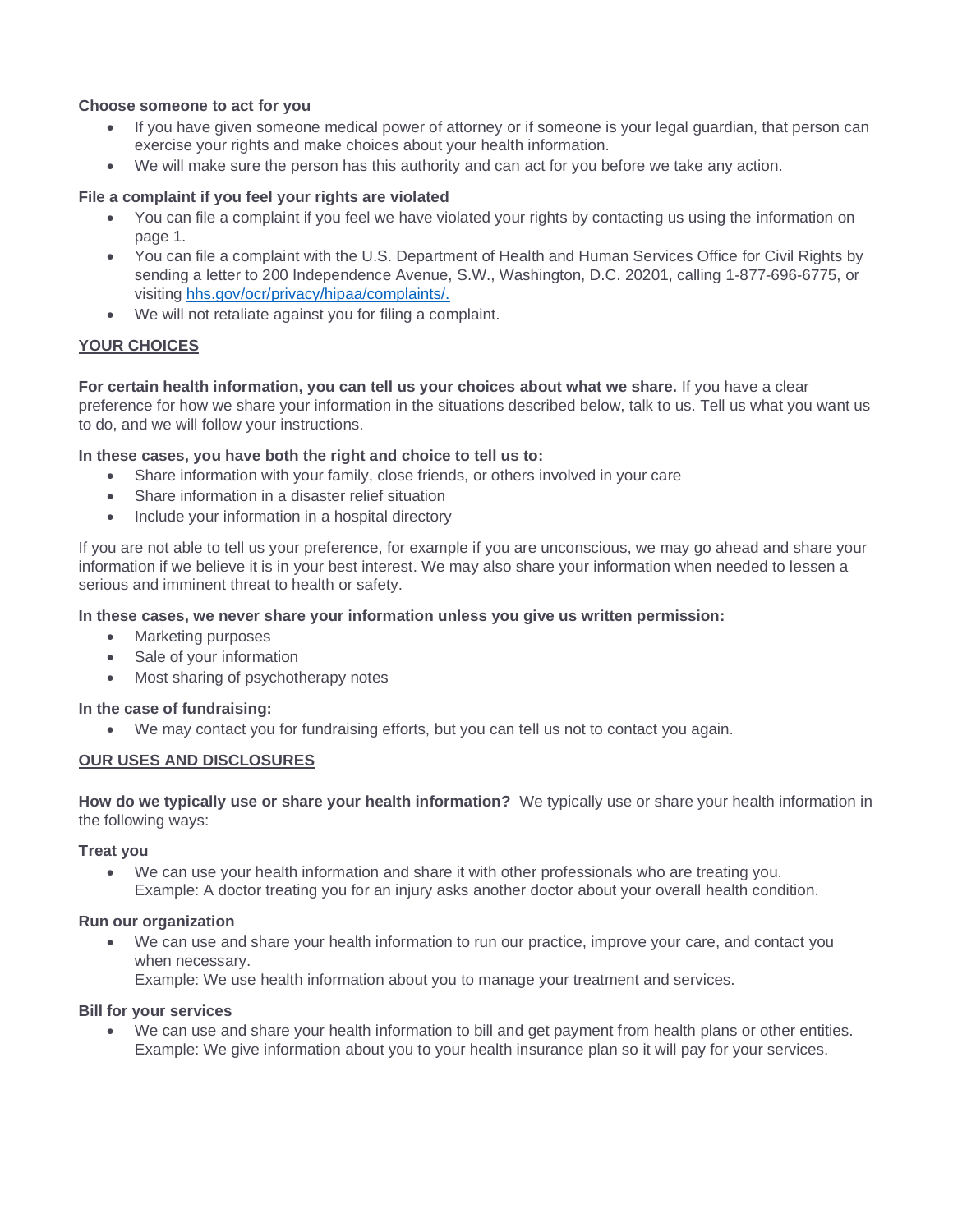**Choose someone to act for you**

- If you have given someone medical power of attorney or if someone is your legal guardian, that person can exercise your rights and make choices about your health information.
- We will make sure the person has this authority and can act for you before we take any action.

**File a complaint if you feel your rights are violated**

- You can file a complaint if you feel we have violated your rights by contacting us using the information on page 1.
- You can file a complaint with the U.S. Department of Health and Human Services Office for Civil Rights by sending a letter to 200 Independence Avenue, S.W., Washington, D.C. 20201, calling 1-877-696-6775, or visiting [hhs.gov/ocr/privacy/hipaa/complaints/.](hhs.gov/ocr/privacy/hipaa/complaints/)
- We will not retaliate against you for filing a complaint.

## YOUR CHOICES

**For certain health information, you can tell us your choices about what we share.** If you have a clear preference for how we share your information in the situations described below, talk to us. Tell us what you want us to do, and we will follow your instructions.

**In these cases, you have both the right and choice to tell us to:**

- Share information with your family, close friends, or others involved in your care
- Share information in a disaster relief situation
- Include your information in a hospital directory

If you are not able to tell us your preference, for example if you are unconscious, we may go ahead and share your information if we believe it is in your best interest. We may also share your information when needed to lessen a serious and imminent threat to health or safety.

**In these cases, we never share your information unless you give us written permission:**

- Marketing purposes
- Sale of your information
- Most sharing of psychotherapy notes

**In the case of fundraising:**

- We may contact you for fundraising efforts, but you can tell us not to contact you again.

## OUR USES AND DISCLOSURES

**How do we typically use or share your health information?** We typically use or share your health information in the following ways:

**Treat you**

- We can use your health information and share it with other professionals who are treating you.
  Example: A doctor treating you for an injury asks another doctor about your overall health condition.

**Run our organization**

- We can use and share your health information to run our practice, improve your care, and contact you when necessary.
  Example: We use health information about you to manage your treatment and services.

**Bill for your services**

- We can use and share your health information to bill and get payment from health plans or other entities.
  Example: We give information about you to your health insurance plan so it will pay for your services.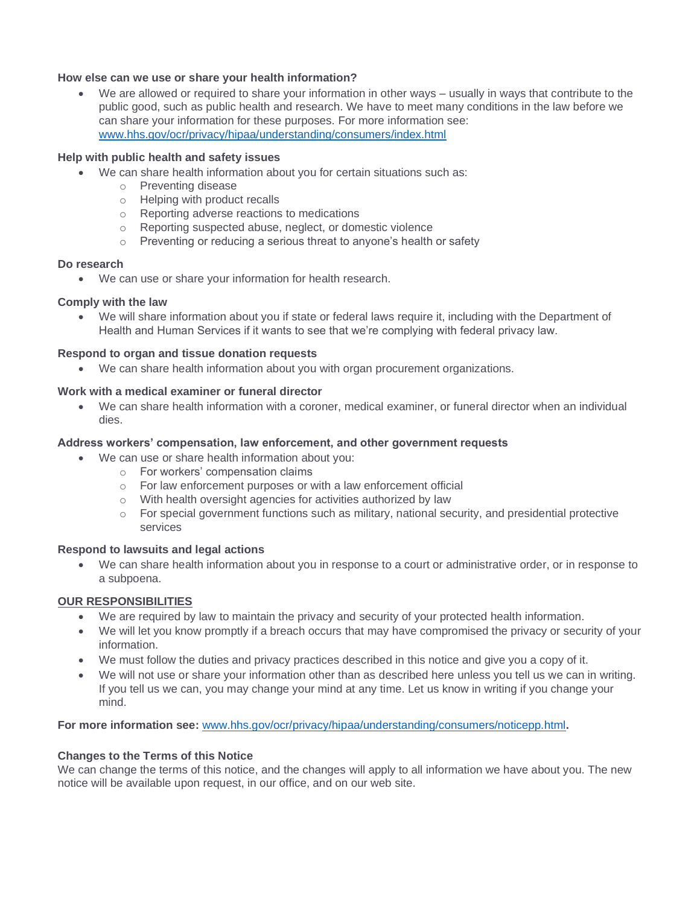**How else can we use or share your health information?**

- We are allowed or required to share your information in other ways – usually in ways that contribute to the public good, such as public health and research. We have to meet many conditions in the law before we can share your information for these purposes. For more information see: [www.hhs.gov/ocr/privacy/hipaa/understanding/consumers/index.html](http://www.hhs.gov/ocr/privacy/hipaa/understanding/consumers/index.html)

**Help with public health and safety issues**

- We can share health information about you for certain situations such as:
  - Preventing disease
  - Helping with product recalls
  - Reporting adverse reactions to medications
  - Reporting suspected abuse, neglect, or domestic violence
  - Preventing or reducing a serious threat to anyone's health or safety

**Do research**

- We can use or share your information for health research.

**Comply with the law**

- We will share information about you if state or federal laws require it, including with the Department of Health and Human Services if it wants to see that we're complying with federal privacy law.

**Respond to organ and tissue donation requests**

- We can share health information about you with organ procurement organizations.

**Work with a medical examiner or funeral director**

- We can share health information with a coroner, medical examiner, or funeral director when an individual dies.

**Address workers' compensation, law enforcement, and other government requests**

- We can use or share health information about you:
  - For workers' compensation claims
  - For law enforcement purposes or with a law enforcement official
  - With health oversight agencies for activities authorized by law
  - For special government functions such as military, national security, and presidential protective services

**Respond to lawsuits and legal actions**

- We can share health information about you in response to a court or administrative order, or in response to a subpoena.

**OUR RESPONSIBILITIES**

- We are required by law to maintain the privacy and security of your protected health information.
- We will let you know promptly if a breach occurs that may have compromised the privacy or security of your information.
- We must follow the duties and privacy practices described in this notice and give you a copy of it.
- We will not use or share your information other than as described here unless you tell us we can in writing. If you tell us we can, you may change your mind at any time. Let us know in writing if you change your mind.

**For more information see:** [www.hhs.gov/ocr/privacy/hipaa/understanding/consumers/noticepp.html](http://www.hhs.gov/ocr/privacy/hipaa/understanding/consumers/noticepp.html)**.**

**Changes to the Terms of this Notice**

We can change the terms of this notice, and the changes will apply to all information we have about you. The new notice will be available upon request, in our office, and on our web site.